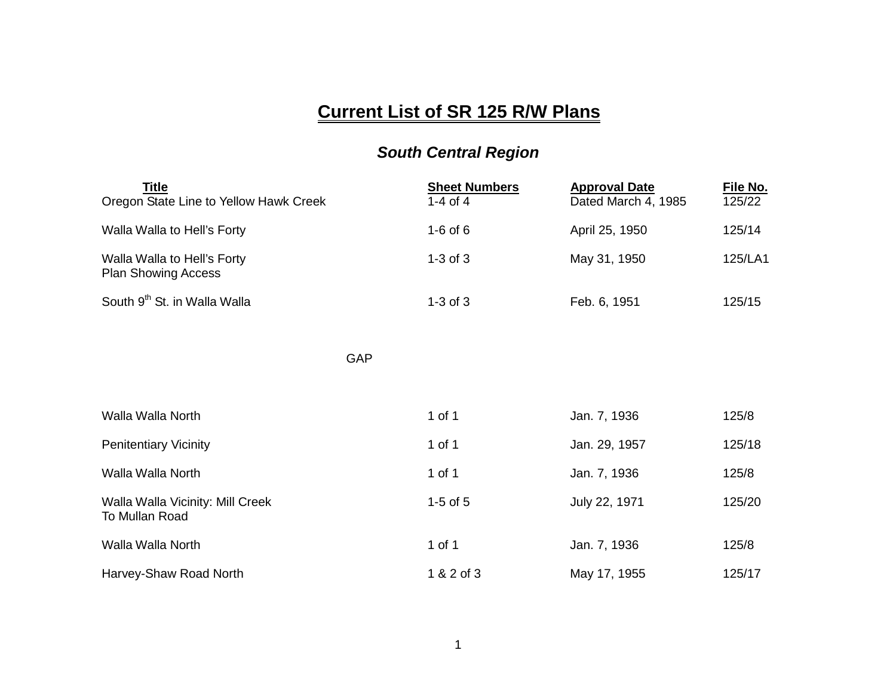# Current List of SR 125 R/W Plans

## *South Central Region*

| Title | Sheet Numbers | Approval Date | File No. |
|---|---|---|---|
| Oregon State Line to Yellow Hawk Creek | 1-4 of 4 | Dated March 4, 1985 | 125/22 |
| Walla Walla to Hell's Forty | 1-6 of 6 | April 25, 1950 | 125/14 |
| Walla Walla to Hell's Forty Plan Showing Access | 1-3 of 3 | May 31, 1950 | 125/LA1 |
| South 9th St. in Walla Walla | 1-3 of 3 | Feb. 6, 1951 | 125/15 |
| GAP | | | |
| Walla Walla North | 1 of 1 | Jan. 7, 1936 | 125/8 |
| Penitentiary Vicinity | 1 of 1 | Jan. 29, 1957 | 125/18 |
| Walla Walla North | 1 of 1 | Jan. 7, 1936 | 125/8 |
| Walla Walla Vicinity: Mill Creek To Mullan Road | 1-5 of 5 | July 22, 1971 | 125/20 |
| Walla Walla North | 1 of 1 | Jan. 7, 1936 | 125/8 |
| Harvey-Shaw Road North | 1 & 2 of 3 | May 17, 1955 | 125/17 |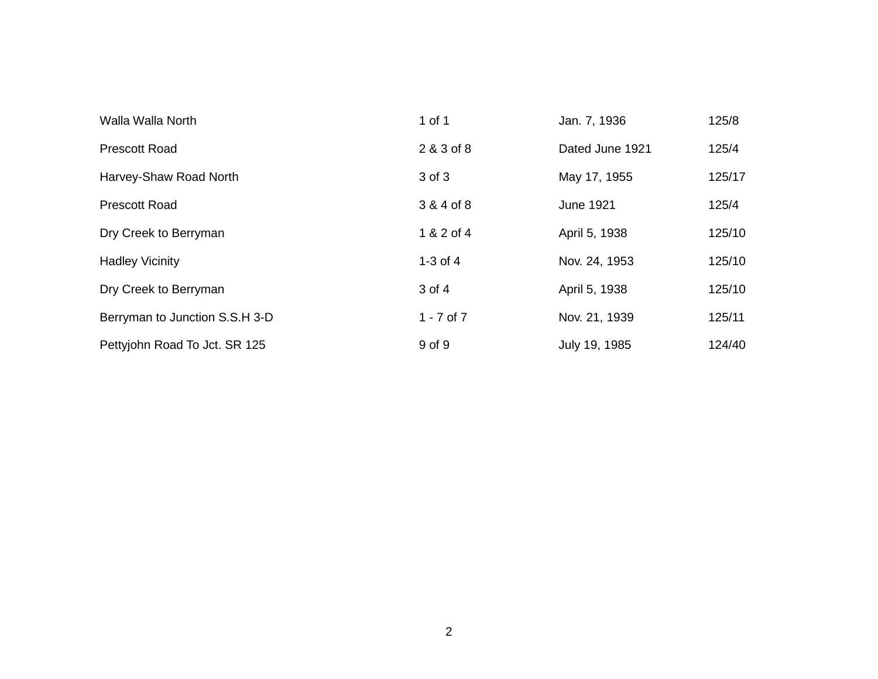| | | | |
|---|---|---|---|
| Walla Walla North | 1 of 1 | Jan. 7, 1936 | 125/8 |
| Prescott Road | 2 & 3 of 8 | Dated June 1921 | 125/4 |
| Harvey-Shaw Road North | 3 of 3 | May 17, 1955 | 125/17 |
| Prescott Road | 3 & 4 of 8 | June 1921 | 125/4 |
| Dry Creek to Berryman | 1 & 2 of 4 | April 5, 1938 | 125/10 |
| Hadley Vicinity | 1-3 of 4 | Nov. 24, 1953 | 125/10 |
| Dry Creek to Berryman | 3 of 4 | April 5, 1938 | 125/10 |
| Berryman to Junction S.S.H 3-D | 1 - 7 of 7 | Nov. 21, 1939 | 125/11 |
| Pettyjohn Road To Jct. SR 125 | 9 of 9 | July 19, 1985 | 124/40 |